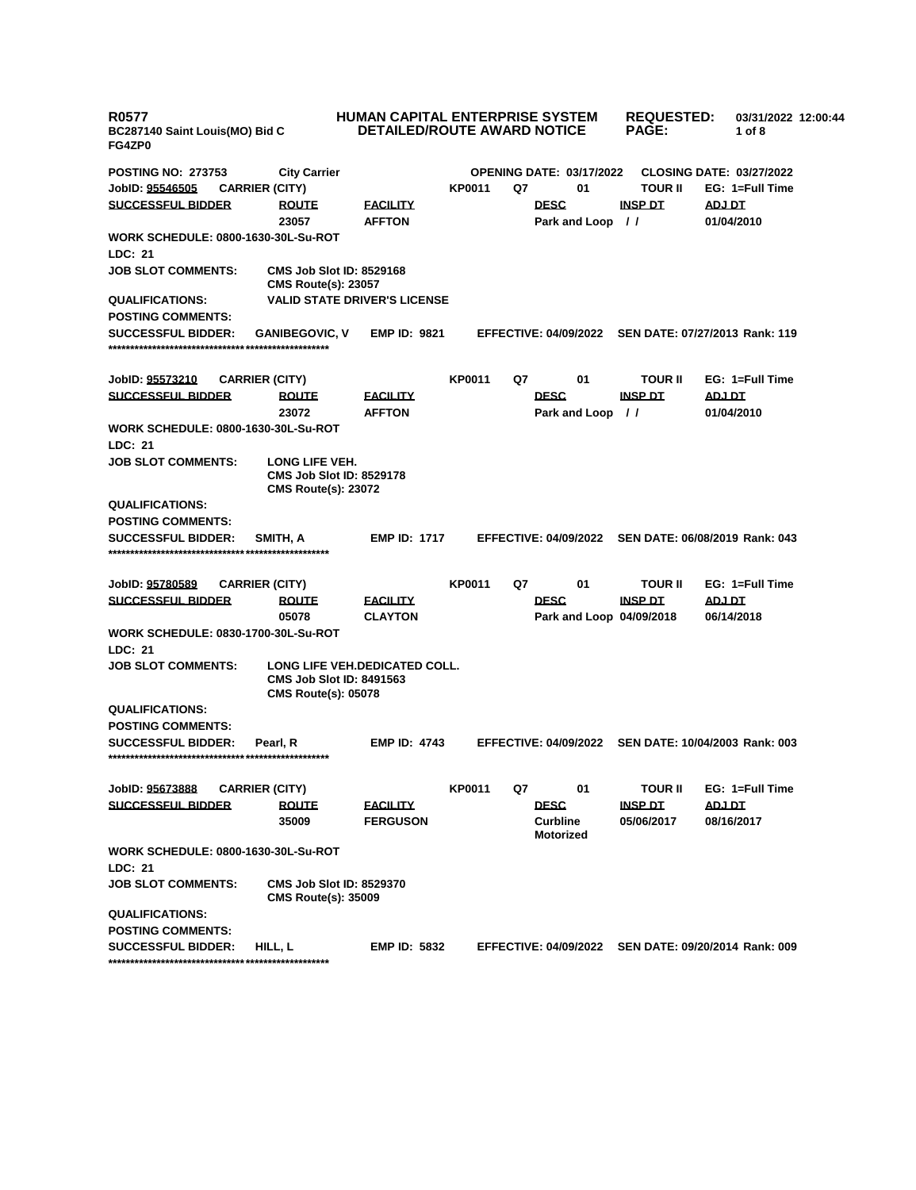**R0577** &nbsp; **HUMAN CAPITAL ENTERPRISE SYSTEM** &nbsp; **REQUESTED:** 03/31/2022 12:00:44
**BC287140 Saint Louis(MO) Bid C** &nbsp; **DETAILED/ROUTE AWARD NOTICE**
**FG4ZP0**

**POSTING NO: 273753** &nbsp; **City Carrier** &nbsp; **OPENING DATE: 03/17/2022** &nbsp; **CLOSING DATE: 03/27/2022**

**JobID: 95546505** &nbsp; **CARRIER (CITY)** &nbsp; **KP0011** &nbsp; **Q7** &nbsp; **01** &nbsp; **TOUR II** &nbsp; **EG: 1=Full Time**

| SUCCESSFUL BIDDER | ROUTE | FACILITY | DESC | INSP DT | ADJ DT |
|---|---|---|---|---|---|
| | 23057 | AFFTON | Park and Loop | / / | 01/04/2010 |

**WORK SCHEDULE: 0800-1630-30L-Su-ROT**
**LDC: 21**
**JOB SLOT COMMENTS:** CMS Job Slot ID: 8529168
CMS Route(s): 23057
**QUALIFICATIONS:** VALID STATE DRIVER'S LICENSE
**POSTING COMMENTS:**
**SUCCESSFUL BIDDER:** GANIBEGOVIC, V &nbsp; **EMP ID: 9821** &nbsp; **EFFECTIVE: 04/09/2022** &nbsp; **SEN DATE: 07/27/2013 Rank: 119**

*****************************************************

**JobID: 95573210** &nbsp; **CARRIER (CITY)** &nbsp; **KP0011** &nbsp; **Q7** &nbsp; **01** &nbsp; **TOUR II** &nbsp; **EG: 1=Full Time**

| SUCCESSFUL BIDDER | ROUTE | FACILITY | DESC | INSP DT | ADJ DT |
|---|---|---|---|---|---|
| | 23072 | AFFTON | Park and Loop | / / | 01/04/2010 |

**WORK SCHEDULE: 0800-1630-30L-Su-ROT**
**LDC: 21**
**JOB SLOT COMMENTS:** LONG LIFE VEH.
CMS Job Slot ID: 8529178
CMS Route(s): 23072
**QUALIFICATIONS:**
**POSTING COMMENTS:**
**SUCCESSFUL BIDDER:** SMITH, A &nbsp; **EMP ID: 1717** &nbsp; **EFFECTIVE: 04/09/2022** &nbsp; **SEN DATE: 06/08/2019 Rank: 043**

*****************************************************

**JobID: 95780589** &nbsp; **CARRIER (CITY)** &nbsp; **KP0011** &nbsp; **Q7** &nbsp; **01** &nbsp; **TOUR II** &nbsp; **EG: 1=Full Time**

| SUCCESSFUL BIDDER | ROUTE | FACILITY | DESC | INSP DT | ADJ DT |
|---|---|---|---|---|---|
| | 05078 | CLAYTON | Park and Loop | 04/09/2018 | 06/14/2018 |

**WORK SCHEDULE: 0830-1700-30L-Su-ROT**
**LDC: 21**
**JOB SLOT COMMENTS:** LONG LIFE VEH.DEDICATED COLL.
CMS Job Slot ID: 8491563
CMS Route(s): 05078
**QUALIFICATIONS:**
**POSTING COMMENTS:**
**SUCCESSFUL BIDDER:** Pearl, R &nbsp; **EMP ID: 4743** &nbsp; **EFFECTIVE: 04/09/2022** &nbsp; **SEN DATE: 10/04/2003 Rank: 003**

*****************************************************

**JobID: 95673888** &nbsp; **CARRIER (CITY)** &nbsp; **KP0011** &nbsp; **Q7** &nbsp; **01** &nbsp; **TOUR II** &nbsp; **EG: 1=Full Time**

| SUCCESSFUL BIDDER | ROUTE | FACILITY | DESC | INSP DT | ADJ DT |
|---|---|---|---|---|---|
| | 35009 | FERGUSON | Curbline Motorized | 05/06/2017 | 08/16/2017 |

**WORK SCHEDULE: 0800-1630-30L-Su-ROT**
**LDC: 21**
**JOB SLOT COMMENTS:** CMS Job Slot ID: 8529370
CMS Route(s): 35009
**QUALIFICATIONS:**
**POSTING COMMENTS:**
**SUCCESSFUL BIDDER:** HILL, L &nbsp; **EMP ID: 5832** &nbsp; **EFFECTIVE: 04/09/2022** &nbsp; **SEN DATE: 09/20/2014 Rank: 009**

*****************************************************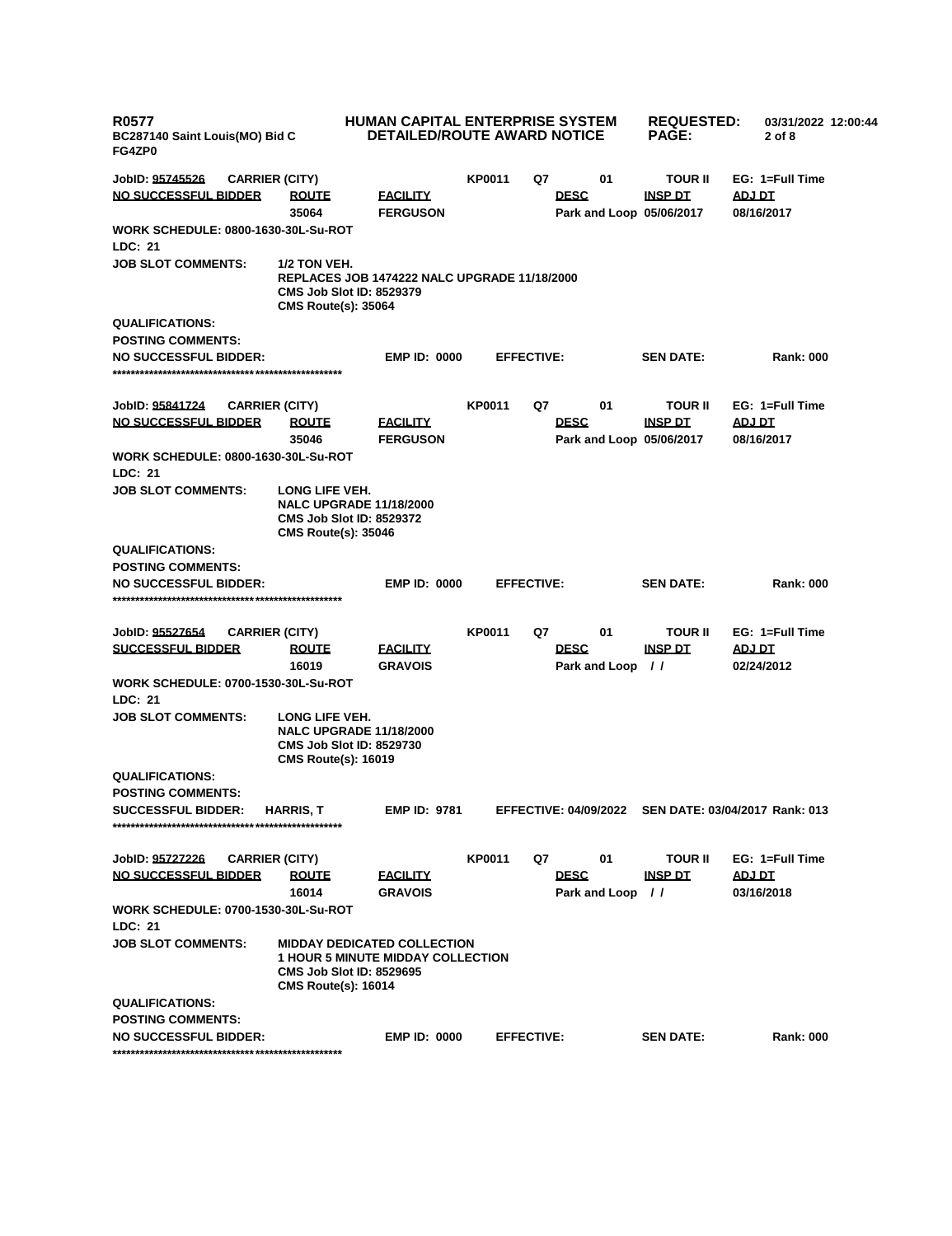JobID: 95745526 CARRIER (CITY) KP0011 Q7 01 TOUR II EG: 1=Full Time

| NO SUCCESSFUL BIDDER | ROUTE | FACILITY | DESC | INSP DT | ADJ DT |
|---|---|---|---|---|---|
| | 35064 | FERGUSON | Park and Loop | 05/06/2017 | 08/16/2017 |

WORK SCHEDULE: 0800-1630-30L-Su-ROT

LDC: 21

JOB SLOT COMMENTS: 1/2 TON VEH.
REPLACES JOB 1474222 NALC UPGRADE 11/18/2000
CMS Job Slot ID: 8529379
CMS Route(s): 35064

QUALIFICATIONS:

POSTING COMMENTS:

NO SUCCESSFUL BIDDER: EMP ID: 0000 EFFECTIVE: SEN DATE: Rank: 000

***************************************************

JobID: 95841724 CARRIER (CITY) KP0011 Q7 01 TOUR II EG: 1=Full Time

| NO SUCCESSFUL BIDDER | ROUTE | FACILITY | DESC | INSP DT | ADJ DT |
|---|---|---|---|---|---|
| | 35046 | FERGUSON | Park and Loop | 05/06/2017 | 08/16/2017 |

WORK SCHEDULE: 0800-1630-30L-Su-ROT

LDC: 21

JOB SLOT COMMENTS: LONG LIFE VEH.
NALC UPGRADE 11/18/2000
CMS Job Slot ID: 8529372
CMS Route(s): 35046

QUALIFICATIONS:

POSTING COMMENTS:

NO SUCCESSFUL BIDDER: EMP ID: 0000 EFFECTIVE: SEN DATE: Rank: 000

***************************************************

JobID: 95527654 CARRIER (CITY) KP0011 Q7 01 TOUR II EG: 1=Full Time

| SUCCESSFUL BIDDER | ROUTE | FACILITY | DESC | INSP DT | ADJ DT |
|---|---|---|---|---|---|
| | 16019 | GRAVOIS | Park and Loop | / / | 02/24/2012 |

WORK SCHEDULE: 0700-1530-30L-Su-ROT

LDC: 21

JOB SLOT COMMENTS: LONG LIFE VEH.
NALC UPGRADE 11/18/2000
CMS Job Slot ID: 8529730
CMS Route(s): 16019

QUALIFICATIONS:

POSTING COMMENTS:

SUCCESSFUL BIDDER: HARRIS, T EMP ID: 9781 EFFECTIVE: 04/09/2022 SEN DATE: 03/04/2017 Rank: 013

***************************************************

JobID: 95727226 CARRIER (CITY) KP0011 Q7 01 TOUR II EG: 1=Full Time

| NO SUCCESSFUL BIDDER | ROUTE | FACILITY | DESC | INSP DT | ADJ DT |
|---|---|---|---|---|---|
| | 16014 | GRAVOIS | Park and Loop | / / | 03/16/2018 |

WORK SCHEDULE: 0700-1530-30L-Su-ROT

LDC: 21

JOB SLOT COMMENTS: MIDDAY DEDICATED COLLECTION
1 HOUR 5 MINUTE MIDDAY COLLECTION
CMS Job Slot ID: 8529695
CMS Route(s): 16014

QUALIFICATIONS:

POSTING COMMENTS:

NO SUCCESSFUL BIDDER: EMP ID: 0000 EFFECTIVE: SEN DATE: Rank: 000

***************************************************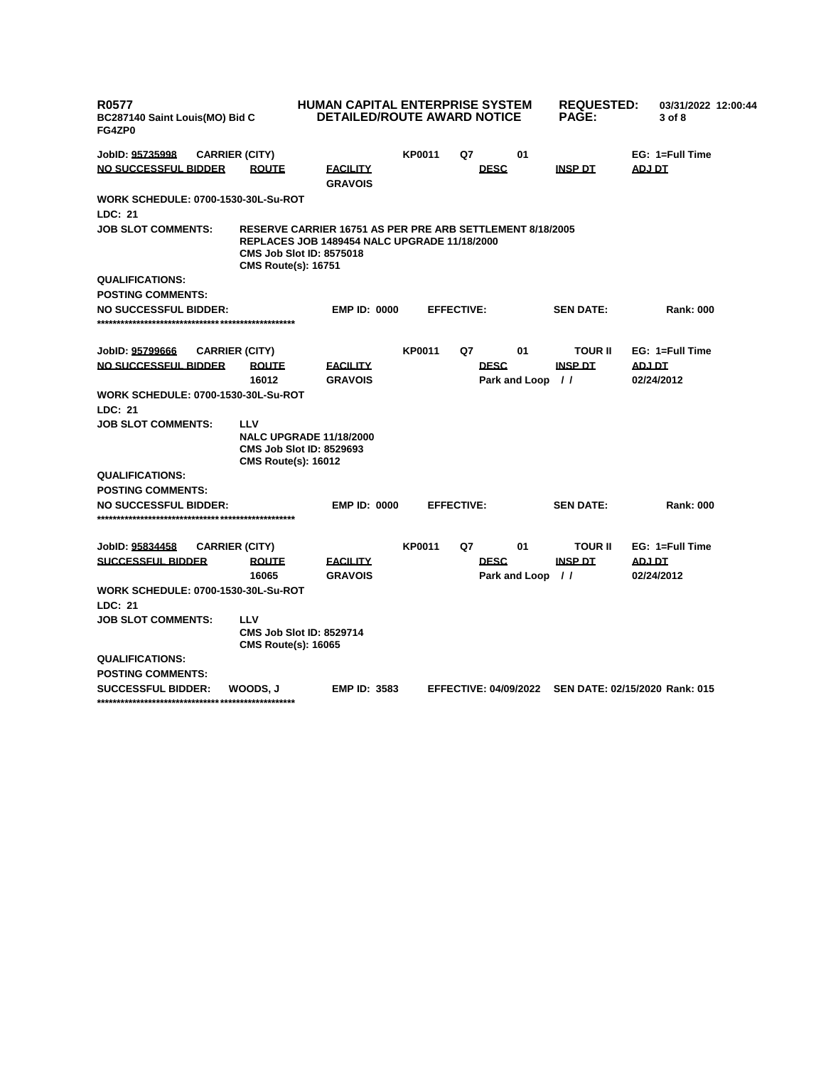**R0577**
**BC287140 Saint Louis(MO) Bid C**
**FG4ZP0**

**HUMAN CAPITAL ENTERPRISE SYSTEM**
**DETAILED/ROUTE AWARD NOTICE**

**REQUESTED:** 03/31/2022 12:00:44

---

**JobID: 95735998** **CARRIER (CITY)** **KP0011** **Q7** **01** **EG: 1=Full Time**

| NO SUCCESSFUL BIDDER | ROUTE | FACILITY | DESC | INSP DT | ADJ DT |
|---|---|---|---|---|---|
| | | GRAVOIS | | | |

**WORK SCHEDULE: 0700-1530-30L-Su-ROT**

**LDC: 21**

**JOB SLOT COMMENTS:** RESERVE CARRIER 16751 AS PER PRE ARB SETTLEMENT 8/18/2005
REPLACES JOB 1489454 NALC UPGRADE 11/18/2000
CMS Job Slot ID: 8575018
CMS Route(s): 16751

**QUALIFICATIONS:**

**POSTING COMMENTS:**

**NO SUCCESSFUL BIDDER:** **EMP ID: 0000** **EFFECTIVE:** **SEN DATE:** **Rank: 000**

****************************************************

**JobID: 95799666** **CARRIER (CITY)** **KP0011** **Q7** **01** **TOUR II** **EG: 1=Full Time**

| NO SUCCESSFUL BIDDER | ROUTE | FACILITY | DESC | INSP DT | ADJ DT |
|---|---|---|---|---|---|
| | 16012 | GRAVOIS | Park and Loop | / / | 02/24/2012 |

**WORK SCHEDULE: 0700-1530-30L-Su-ROT**

**LDC: 21**

**JOB SLOT COMMENTS:** LLV
NALC UPGRADE 11/18/2000
CMS Job Slot ID: 8529693
CMS Route(s): 16012

**QUALIFICATIONS:**

**POSTING COMMENTS:**

**NO SUCCESSFUL BIDDER:** **EMP ID: 0000** **EFFECTIVE:** **SEN DATE:** **Rank: 000**

****************************************************

**JobID: 95834458** **CARRIER (CITY)** **KP0011** **Q7** **01** **TOUR II** **EG: 1=Full Time**

| SUCCESSFUL BIDDER | ROUTE | FACILITY | DESC | INSP DT | ADJ DT |
|---|---|---|---|---|---|
| | 16065 | GRAVOIS | Park and Loop | / / | 02/24/2012 |

**WORK SCHEDULE: 0700-1530-30L-Su-ROT**

**LDC: 21**

**JOB SLOT COMMENTS:** LLV
CMS Job Slot ID: 8529714
CMS Route(s): 16065

**QUALIFICATIONS:**

**POSTING COMMENTS:**

**SUCCESSFUL BIDDER:** WOODS, J **EMP ID: 3583** **EFFECTIVE: 04/09/2022** **SEN DATE: 02/15/2020** **Rank: 015**

****************************************************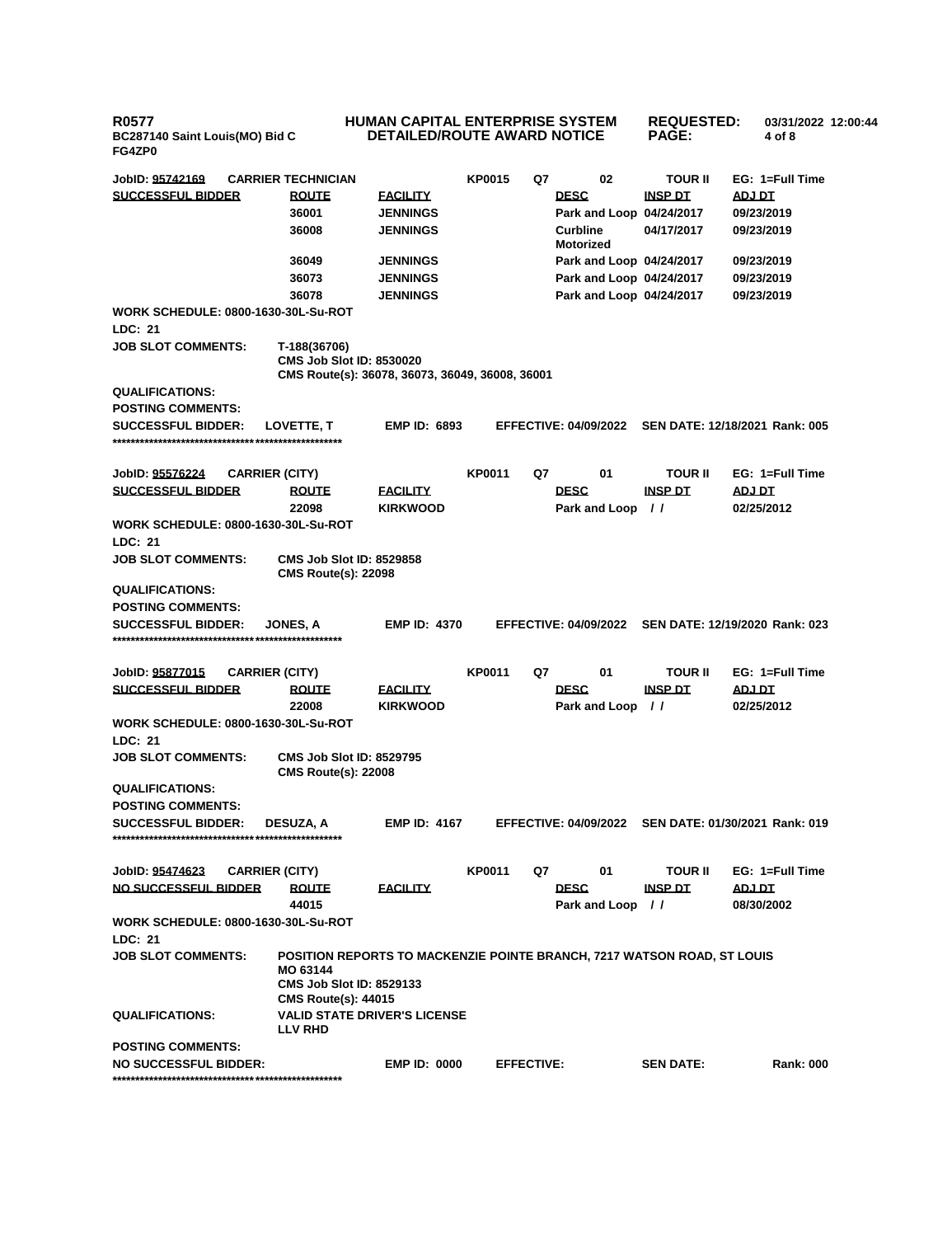R0577
BC287140 Saint Louis(MO) Bid C
FG4ZP0

**HUMAN CAPITAL ENTERPRISE SYSTEM**
**DETAILED/ROUTE AWARD NOTICE**

REQUESTED: 03/31/2022 12:00:44

---

**JobID: 95742169** | **CARRIER TECHNICIAN** | **KP0015** | **Q7** | **02** | **TOUR II** | **EG: 1=Full Time**

| SUCCESSFUL BIDDER | ROUTE | FACILITY | DESC | INSP DT | ADJ DT |
|---|---|---|---|---|---|
| | 36001 | JENNINGS | Park and Loop | 04/24/2017 | 09/23/2019 |
| | 36008 | JENNINGS | Curbline Motorized | 04/17/2017 | 09/23/2019 |
| | 36049 | JENNINGS | Park and Loop | 04/24/2017 | 09/23/2019 |
| | 36073 | JENNINGS | Park and Loop | 04/24/2017 | 09/23/2019 |
| | 36078 | JENNINGS | Park and Loop | 04/24/2017 | 09/23/2019 |

**WORK SCHEDULE: 0800-1630-30L-Su-ROT**
**LDC: 21**
**JOB SLOT COMMENTS:** T-188(36706)
CMS Job Slot ID: 8530020
CMS Route(s): 36078, 36073, 36049, 36008, 36001
**QUALIFICATIONS:**
**POSTING COMMENTS:**
**SUCCESSFUL BIDDER:** LOVETTE, T | **EMP ID: 6893** | **EFFECTIVE: 04/09/2022** | **SEN DATE: 12/18/2021** | **Rank: 005**

***************************************************

**JobID: 95576224** | **CARRIER (CITY)** | **KP0011** | **Q7** | **01** | **TOUR II** | **EG: 1=Full Time**

| SUCCESSFUL BIDDER | ROUTE | FACILITY | DESC | INSP DT | ADJ DT |
|---|---|---|---|---|---|
| | 22098 | KIRKWOOD | Park and Loop | / / | 02/25/2012 |

**WORK SCHEDULE: 0800-1630-30L-Su-ROT**
**LDC: 21**
**JOB SLOT COMMENTS:** CMS Job Slot ID: 8529858
CMS Route(s): 22098
**QUALIFICATIONS:**
**POSTING COMMENTS:**
**SUCCESSFUL BIDDER:** JONES, A | **EMP ID: 4370** | **EFFECTIVE: 04/09/2022** | **SEN DATE: 12/19/2020** | **Rank: 023**

***************************************************

**JobID: 95877015** | **CARRIER (CITY)** | **KP0011** | **Q7** | **01** | **TOUR II** | **EG: 1=Full Time**

| SUCCESSFUL BIDDER | ROUTE | FACILITY | DESC | INSP DT | ADJ DT |
|---|---|---|---|---|---|
| | 22008 | KIRKWOOD | Park and Loop | / / | 02/25/2012 |

**WORK SCHEDULE: 0800-1630-30L-Su-ROT**
**LDC: 21**
**JOB SLOT COMMENTS:** CMS Job Slot ID: 8529795
CMS Route(s): 22008
**QUALIFICATIONS:**
**POSTING COMMENTS:**
**SUCCESSFUL BIDDER:** DESUZA, A | **EMP ID: 4167** | **EFFECTIVE: 04/09/2022** | **SEN DATE: 01/30/2021** | **Rank: 019**

***************************************************

**JobID: 95474623** | **CARRIER (CITY)** | **KP0011** | **Q7** | **01** | **TOUR II** | **EG: 1=Full Time**

| NO SUCCESSFUL BIDDER | ROUTE | FACILITY | DESC | INSP DT | ADJ DT |
|---|---|---|---|---|---|
| | 44015 | | Park and Loop | / / | 08/30/2002 |

**WORK SCHEDULE: 0800-1630-30L-Su-ROT**
**LDC: 21**
**JOB SLOT COMMENTS:** POSITION REPORTS TO MACKENZIE POINTE BRANCH, 7217 WATSON ROAD, ST LOUIS MO 63144
CMS Job Slot ID: 8529133
CMS Route(s): 44015
**QUALIFICATIONS:** VALID STATE DRIVER'S LICENSE
LLV RHD
**POSTING COMMENTS:**
**NO SUCCESSFUL BIDDER:** | **EMP ID: 0000** | **EFFECTIVE:** | **SEN DATE:** | **Rank: 000**

***************************************************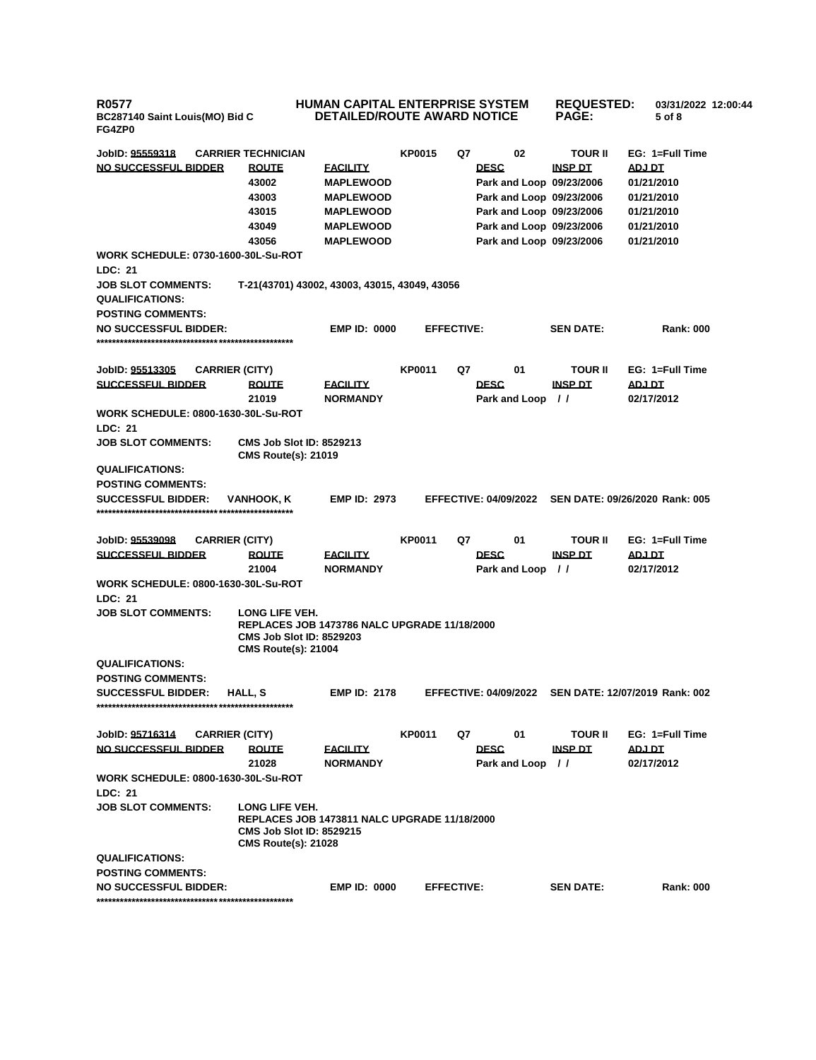**R0577** **HUMAN CAPITAL ENTERPRISE SYSTEM** **REQUESTED: 03/31/2022 12:00:44**
**BC287140 Saint Louis(MO) Bid C** **DETAILED/ROUTE AWARD NOTICE**
**FG4ZP0**

**JobID: 95559318** **CARRIER TECHNICIAN** **KP0015** **Q7** **02** **TOUR II** **EG: 1=Full Time**

| NO SUCCESSFUL BIDDER | ROUTE | FACILITY | DESC | INSP DT | ADJ DT |
|---|---|---|---|---|---|
| | 43002 | MAPLEWOOD | Park and Loop | 09/23/2006 | 01/21/2010 |
| | 43003 | MAPLEWOOD | Park and Loop | 09/23/2006 | 01/21/2010 |
| | 43015 | MAPLEWOOD | Park and Loop | 09/23/2006 | 01/21/2010 |
| | 43049 | MAPLEWOOD | Park and Loop | 09/23/2006 | 01/21/2010 |
| | 43056 | MAPLEWOOD | Park and Loop | 09/23/2006 | 01/21/2010 |

**WORK SCHEDULE: 0730-1600-30L-Su-ROT**
**LDC: 21**
**JOB SLOT COMMENTS:** T-21(43701) 43002, 43003, 43015, 43049, 43056
**QUALIFICATIONS:**
**POSTING COMMENTS:**
**NO SUCCESSFUL BIDDER:** **EMP ID: 0000** **EFFECTIVE:** **SEN DATE:** **Rank: 000**
****************************************************

**JobID: 95513305** **CARRIER (CITY)** **KP0011** **Q7** **01** **TOUR II** **EG: 1=Full Time**

| SUCCESSFUL BIDDER | ROUTE | FACILITY | DESC | INSP DT | ADJ DT |
|---|---|---|---|---|---|
| | 21019 | NORMANDY | Park and Loop | / / | 02/17/2012 |

**WORK SCHEDULE: 0800-1630-30L-Su-ROT**
**LDC: 21**
**JOB SLOT COMMENTS:** CMS Job Slot ID: 8529213
CMS Route(s): 21019
**QUALIFICATIONS:**
**POSTING COMMENTS:**
**SUCCESSFUL BIDDER:** **VANHOOK, K** **EMP ID: 2973** **EFFECTIVE: 04/09/2022** **SEN DATE: 09/26/2020** **Rank: 005**
****************************************************

**JobID: 95539098** **CARRIER (CITY)** **KP0011** **Q7** **01** **TOUR II** **EG: 1=Full Time**

| SUCCESSFUL BIDDER | ROUTE | FACILITY | DESC | INSP DT | ADJ DT |
|---|---|---|---|---|---|
| | 21004 | NORMANDY | Park and Loop | / / | 02/17/2012 |

**WORK SCHEDULE: 0800-1630-30L-Su-ROT**
**LDC: 21**
**JOB SLOT COMMENTS:** LONG LIFE VEH.
REPLACES JOB 1473786 NALC UPGRADE 11/18/2000
CMS Job Slot ID: 8529203
CMS Route(s): 21004
**QUALIFICATIONS:**
**POSTING COMMENTS:**
**SUCCESSFUL BIDDER:** **HALL, S** **EMP ID: 2178** **EFFECTIVE: 04/09/2022** **SEN DATE: 12/07/2019** **Rank: 002**
****************************************************

**JobID: 95716314** **CARRIER (CITY)** **KP0011** **Q7** **01** **TOUR II** **EG: 1=Full Time**

| NO SUCCESSFUL BIDDER | ROUTE | FACILITY | DESC | INSP DT | ADJ DT |
|---|---|---|---|---|---|
| | 21028 | NORMANDY | Park and Loop | / / | 02/17/2012 |

**WORK SCHEDULE: 0800-1630-30L-Su-ROT**
**LDC: 21**
**JOB SLOT COMMENTS:** LONG LIFE VEH.
REPLACES JOB 1473811 NALC UPGRADE 11/18/2000
CMS Job Slot ID: 8529215
CMS Route(s): 21028
**QUALIFICATIONS:**
**POSTING COMMENTS:**
**NO SUCCESSFUL BIDDER:** **EMP ID: 0000** **EFFECTIVE:** **SEN DATE:** **Rank: 000**
****************************************************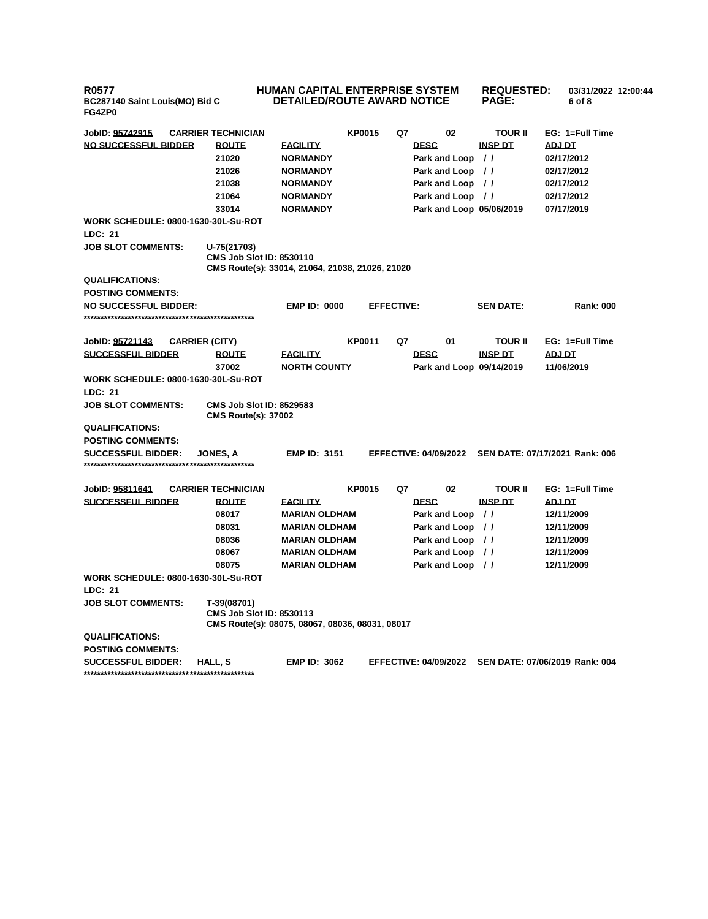**JobID: 95742915** CARRIER TECHNICIAN KP0015 Q7 02 TOUR II EG: 1=Full Time

| NO SUCCESSFUL BIDDER | ROUTE | FACILITY | DESC | INSP DT | ADJ DT |
|---|---|---|---|---|---|
| | 21020 | NORMANDY | Park and Loop | / / | 02/17/2012 |
| | 21026 | NORMANDY | Park and Loop | / / | 02/17/2012 |
| | 21038 | NORMANDY | Park and Loop | / / | 02/17/2012 |
| | 21064 | NORMANDY | Park and Loop | / / | 02/17/2012 |
| | 33014 | NORMANDY | Park and Loop | 05/06/2019 | 07/17/2019 |

WORK SCHEDULE: 0800-1630-30L-Su-ROT

LDC: 21

JOB SLOT COMMENTS: U-75(21703)
CMS Job Slot ID: 8530110
CMS Route(s): 33014, 21064, 21038, 21026, 21020

QUALIFICATIONS:

POSTING COMMENTS:

NO SUCCESSFUL BIDDER: EMP ID: 0000 EFFECTIVE: SEN DATE: Rank: 000

***************************************************

**JobID: 95721143** CARRIER (CITY) KP0011 Q7 01 TOUR II EG: 1=Full Time

| SUCCESSFUL BIDDER | ROUTE | FACILITY | DESC | INSP DT | ADJ DT |
|---|---|---|---|---|---|
| | 37002 | NORTH COUNTY | Park and Loop | 09/14/2019 | 11/06/2019 |

WORK SCHEDULE: 0800-1630-30L-Su-ROT

LDC: 21

JOB SLOT COMMENTS: CMS Job Slot ID: 8529583
CMS Route(s): 37002

QUALIFICATIONS:

POSTING COMMENTS:

SUCCESSFUL BIDDER: JONES, A EMP ID: 3151 EFFECTIVE: 04/09/2022 SEN DATE: 07/17/2021 Rank: 006

***************************************************

**JobID: 95811641** CARRIER TECHNICIAN KP0015 Q7 02 TOUR II EG: 1=Full Time

| SUCCESSFUL BIDDER | ROUTE | FACILITY | DESC | INSP DT | ADJ DT |
|---|---|---|---|---|---|
| | 08017 | MARIAN OLDHAM | Park and Loop | / / | 12/11/2009 |
| | 08031 | MARIAN OLDHAM | Park and Loop | / / | 12/11/2009 |
| | 08036 | MARIAN OLDHAM | Park and Loop | / / | 12/11/2009 |
| | 08067 | MARIAN OLDHAM | Park and Loop | / / | 12/11/2009 |
| | 08075 | MARIAN OLDHAM | Park and Loop | / / | 12/11/2009 |

WORK SCHEDULE: 0800-1630-30L-Su-ROT

LDC: 21

JOB SLOT COMMENTS: T-39(08701)
CMS Job Slot ID: 8530113
CMS Route(s): 08075, 08067, 08036, 08031, 08017

QUALIFICATIONS:

POSTING COMMENTS:

SUCCESSFUL BIDDER: HALL, S EMP ID: 3062 EFFECTIVE: 04/09/2022 SEN DATE: 07/06/2019 Rank: 004

***************************************************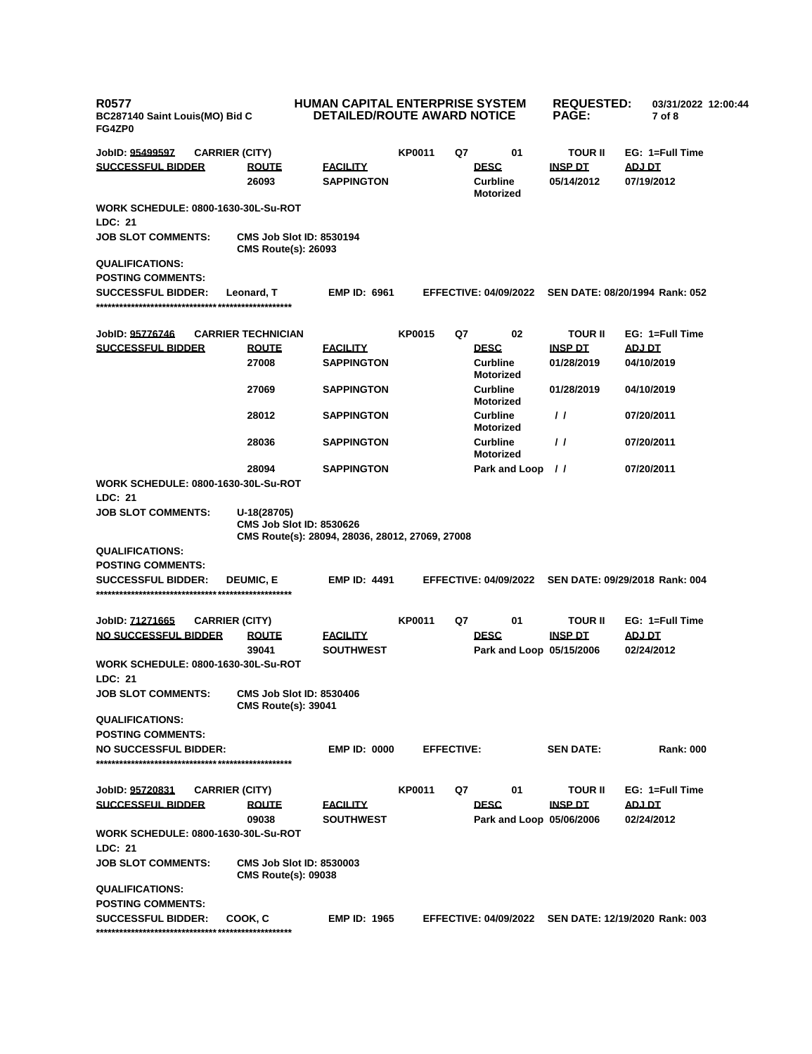**R0577**
**BC287140 Saint Louis(MO) Bid C**
**FG4ZP0**

**HUMAN CAPITAL ENTERPRISE SYSTEM**
**DETAILED/ROUTE AWARD NOTICE**

**REQUESTED:** 03/31/2022 12:00:44

---

**JobID: 95499597** | **CARRIER (CITY)** | **KP0011** | **Q7** | **01** | **TOUR II** | **EG: 1=Full Time**

| SUCCESSFUL BIDDER | ROUTE | FACILITY | DESC | INSP DT | ADJ DT |
|---|---|---|---|---|---|
| | 26093 | SAPPINGTON | Curbline Motorized | 05/14/2012 | 07/19/2012 |

**WORK SCHEDULE: 0800-1630-30L-Su-ROT**
**LDC: 21**
**JOB SLOT COMMENTS:** CMS Job Slot ID: 8530194
CMS Route(s): 26093
**QUALIFICATIONS:**
**POSTING COMMENTS:**
**SUCCESSFUL BIDDER:** Leonard, T **EMP ID: 6961** **EFFECTIVE: 04/09/2022** **SEN DATE: 08/20/1994 Rank: 052**

***************************************************

**JobID: 95776746** | **CARRIER TECHNICIAN** | **KP0015** | **Q7** | **02** | **TOUR II** | **EG: 1=Full Time**

| SUCCESSFUL BIDDER | ROUTE | FACILITY | DESC | INSP DT | ADJ DT |
|---|---|---|---|---|---|
| | 27008 | SAPPINGTON | Curbline Motorized | 01/28/2019 | 04/10/2019 |
| | 27069 | SAPPINGTON | Curbline Motorized | 01/28/2019 | 04/10/2019 |
| | 28012 | SAPPINGTON | Curbline Motorized | / / | 07/20/2011 |
| | 28036 | SAPPINGTON | Curbline Motorized | / / | 07/20/2011 |
| | 28094 | SAPPINGTON | Park and Loop | / / | 07/20/2011 |

**WORK SCHEDULE: 0800-1630-30L-Su-ROT**
**LDC: 21**
**JOB SLOT COMMENTS:** U-18(28705)
CMS Job Slot ID: 8530626
CMS Route(s): 28094, 28036, 28012, 27069, 27008
**QUALIFICATIONS:**
**POSTING COMMENTS:**
**SUCCESSFUL BIDDER:** DEUMIC, E **EMP ID: 4491** **EFFECTIVE: 04/09/2022** **SEN DATE: 09/29/2018 Rank: 004**

***************************************************

**JobID: 71271665** | **CARRIER (CITY)** | **KP0011** | **Q7** | **01** | **TOUR II** | **EG: 1=Full Time**

| NO SUCCESSFUL BIDDER | ROUTE | FACILITY | DESC | INSP DT | ADJ DT |
|---|---|---|---|---|---|
| | 39041 | SOUTHWEST | Park and Loop | 05/15/2006 | 02/24/2012 |

**WORK SCHEDULE: 0800-1630-30L-Su-ROT**
**LDC: 21**
**JOB SLOT COMMENTS:** CMS Job Slot ID: 8530406
CMS Route(s): 39041
**QUALIFICATIONS:**
**POSTING COMMENTS:**
**NO SUCCESSFUL BIDDER:** **EMP ID: 0000** **EFFECTIVE:** **SEN DATE:** **Rank: 000**

***************************************************

**JobID: 95720831** | **CARRIER (CITY)** | **KP0011** | **Q7** | **01** | **TOUR II** | **EG: 1=Full Time**

| SUCCESSFUL BIDDER | ROUTE | FACILITY | DESC | INSP DT | ADJ DT |
|---|---|---|---|---|---|
| | 09038 | SOUTHWEST | Park and Loop | 05/06/2006 | 02/24/2012 |

**WORK SCHEDULE: 0800-1630-30L-Su-ROT**
**LDC: 21**
**JOB SLOT COMMENTS:** CMS Job Slot ID: 8530003
CMS Route(s): 09038
**QUALIFICATIONS:**
**POSTING COMMENTS:**
**SUCCESSFUL BIDDER:** COOK, C **EMP ID: 1965** **EFFECTIVE: 04/09/2022** **SEN DATE: 12/19/2020 Rank: 003**

***************************************************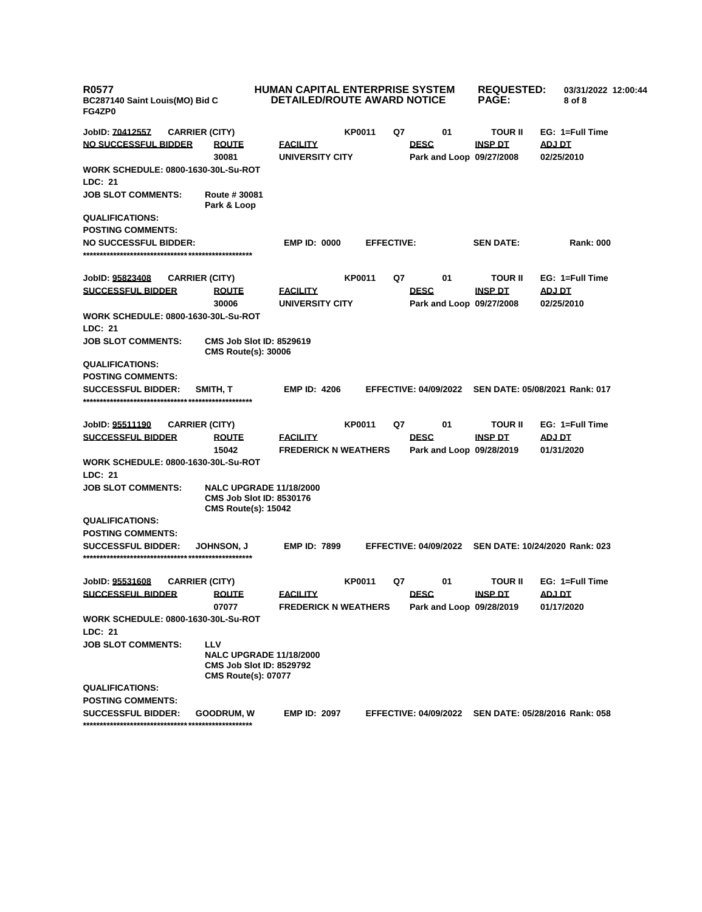**JobID: 70412557 CARRIER (CITY) KP0011 Q7 01 TOUR II EG: 1=Full Time**

| NO SUCCESSFUL BIDDER | ROUTE | FACILITY | DESC | INSP DT | ADJ DT |
|---|---|---|---|---|---|
| | 30081 | UNIVERSITY CITY | Park and Loop | 09/27/2008 | 02/25/2010 |

**WORK SCHEDULE: 0800-1630-30L-Su-ROT**
**LDC: 21**
**JOB SLOT COMMENTS:** Route # 30081
Park & Loop
**QUALIFICATIONS:**
**POSTING COMMENTS:**
**NO SUCCESSFUL BIDDER:** EMP ID: 0000 EFFECTIVE: SEN DATE: Rank: 000

**************************************************

**JobID: 95823408 CARRIER (CITY) KP0011 Q7 01 TOUR II EG: 1=Full Time**

| SUCCESSFUL BIDDER | ROUTE | FACILITY | DESC | INSP DT | ADJ DT |
|---|---|---|---|---|---|
| | 30006 | UNIVERSITY CITY | Park and Loop | 09/27/2008 | 02/25/2010 |

**WORK SCHEDULE: 0800-1630-30L-Su-ROT**
**LDC: 21**
**JOB SLOT COMMENTS:** CMS Job Slot ID: 8529619
CMS Route(s): 30006
**QUALIFICATIONS:**
**POSTING COMMENTS:**
**SUCCESSFUL BIDDER:** SMITH, T EMP ID: 4206 EFFECTIVE: 04/09/2022 SEN DATE: 05/08/2021 Rank: 017

**************************************************

**JobID: 95511190 CARRIER (CITY) KP0011 Q7 01 TOUR II EG: 1=Full Time**

| SUCCESSFUL BIDDER | ROUTE | FACILITY | DESC | INSP DT | ADJ DT |
|---|---|---|---|---|---|
| | 15042 | FREDERICK N WEATHERS | Park and Loop | 09/28/2019 | 01/31/2020 |

**WORK SCHEDULE: 0800-1630-30L-Su-ROT**
**LDC: 21**
**JOB SLOT COMMENTS:** NALC UPGRADE 11/18/2000
CMS Job Slot ID: 8530176
CMS Route(s): 15042
**QUALIFICATIONS:**
**POSTING COMMENTS:**
**SUCCESSFUL BIDDER:** JOHNSON, J EMP ID: 7899 EFFECTIVE: 04/09/2022 SEN DATE: 10/24/2020 Rank: 023

**************************************************

**JobID: 95531608 CARRIER (CITY) KP0011 Q7 01 TOUR II EG: 1=Full Time**

| SUCCESSFUL BIDDER | ROUTE | FACILITY | DESC | INSP DT | ADJ DT |
|---|---|---|---|---|---|
| | 07077 | FREDERICK N WEATHERS | Park and Loop | 09/28/2019 | 01/17/2020 |

**WORK SCHEDULE: 0800-1630-30L-Su-ROT**
**LDC: 21**
**JOB SLOT COMMENTS:** LLV
NALC UPGRADE 11/18/2000
CMS Job Slot ID: 8529792
CMS Route(s): 07077
**QUALIFICATIONS:**
**POSTING COMMENTS:**
**SUCCESSFUL BIDDER:** GOODRUM, W EMP ID: 2097 EFFECTIVE: 04/09/2022 SEN DATE: 05/28/2016 Rank: 058

**************************************************